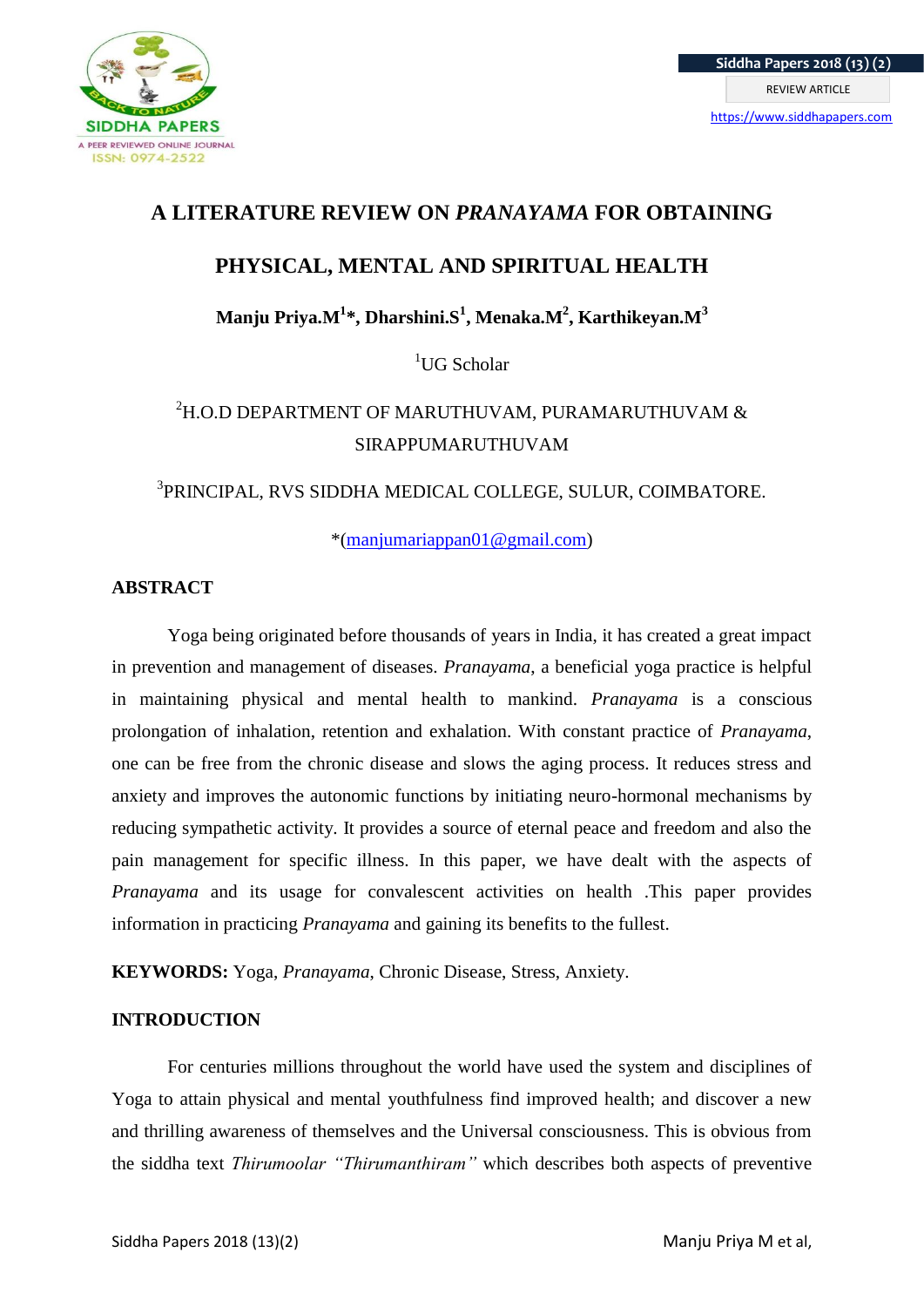# A LITERATURE REVIEW ON *PRANAYAMA* FOR OBTAINING PHYSICAL, MENTAL AND SPIRITUAL HEALTH

**Manju Priya.M[1]\*, Dharshini.S[1], Menaka.M[2], Karthikeyan.M[3]**

[1]UG Scholar

[2]H.O.D DEPARTMENT OF MARUTHUVAM, PURAMARUTHUVAM & SIRAPPUMARUTHUVAM

[3]PRINCIPAL, RVS SIDDHA MEDICAL COLLEGE, SULUR, COIMBATORE.

*(manjumariappan01@gmail.com)

## ABSTRACT

Yoga being originated before thousands of years in India, it has created a great impact in prevention and management of diseases. *Pranayama*, a beneficial yoga practice is helpful in maintaining physical and mental health to mankind. *Pranayama* is a conscious prolongation of inhalation, retention and exhalation. With constant practice of *Pranayama*, one can be free from the chronic disease and slows the aging process. It reduces stress and anxiety and improves the autonomic functions by initiating neuro-hormonal mechanisms by reducing sympathetic activity. It provides a source of eternal peace and freedom and also the pain management for specific illness. In this paper, we have dealt with the aspects of *Pranayama* and its usage for convalescent activities on health .This paper provides information in practicing *Pranayama* and gaining its benefits to the fullest.

**KEYWORDS:** Yoga, *Pranayama*, Chronic Disease, Stress, Anxiety.

## INTRODUCTION

For centuries millions throughout the world have used the system and disciplines of Yoga to attain physical and mental youthfulness find improved health; and discover a new and thrilling awareness of themselves and the Universal consciousness. This is obvious from the siddha text *Thirumoolar "Thirumanthiram"* which describes both aspects of preventive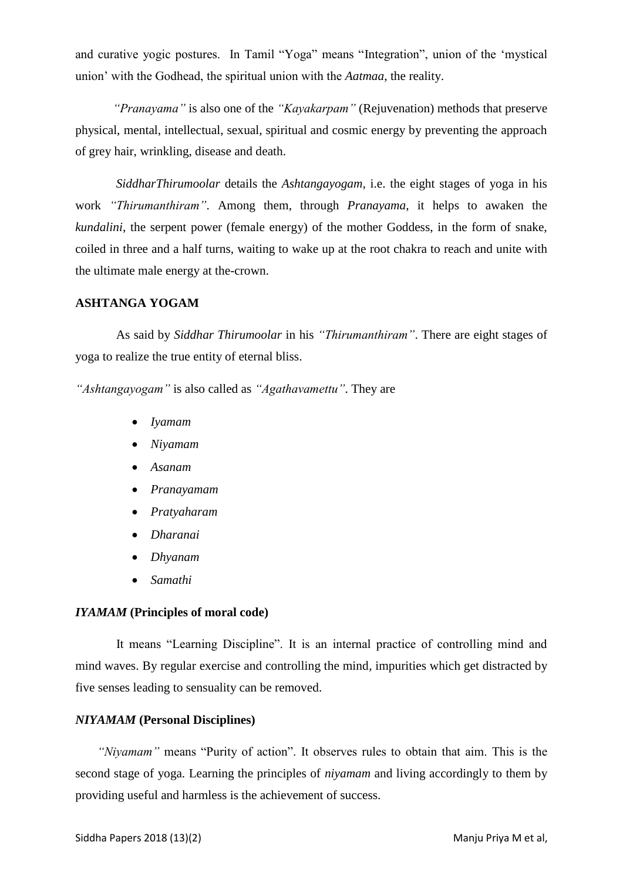and curative yogic postures. In Tamil "Yoga" means "Integration", union of the 'mystical union' with the Godhead, the spiritual union with the *Aatmaa*, the reality.

*"Pranayama"* is also one of the *"Kayakarpam"* (Rejuvenation) methods that preserve physical, mental, intellectual, sexual, spiritual and cosmic energy by preventing the approach of grey hair, wrinkling, disease and death.

*SiddharThirumoolar* details the *Ashtangayogam*, i.e. the eight stages of yoga in his work *"Thirumanthiram"*. Among them, through *Pranayama*, it helps to awaken the *kundalini*, the serpent power (female energy) of the mother Goddess, in the form of snake, coiled in three and a half turns, waiting to wake up at the root chakra to reach and unite with the ultimate male energy at the-crown.

## ASHTANGA YOGAM

As said by *Siddhar Thirumoolar* in his *"Thirumanthiram"*. There are eight stages of yoga to realize the true entity of eternal bliss.

*"Ashtangayogam"* is also called as *"Agathavamettu"*. They are

- *Iyamam*
- *Niyamam*
- *Asanam*
- *Pranayamam*
- *Pratyaharam*
- *Dharanai*
- *Dhyanam*
- *Samathi*

### *IYAMAM* (Principles of moral code)

It means "Learning Discipline". It is an internal practice of controlling mind and mind waves. By regular exercise and controlling the mind, impurities which get distracted by five senses leading to sensuality can be removed.

### *NIYAMAM* (Personal Disciplines)

*"Niyamam"* means "Purity of action". It observes rules to obtain that aim. This is the second stage of yoga. Learning the principles of *niyamam* and living accordingly to them by providing useful and harmless is the achievement of success.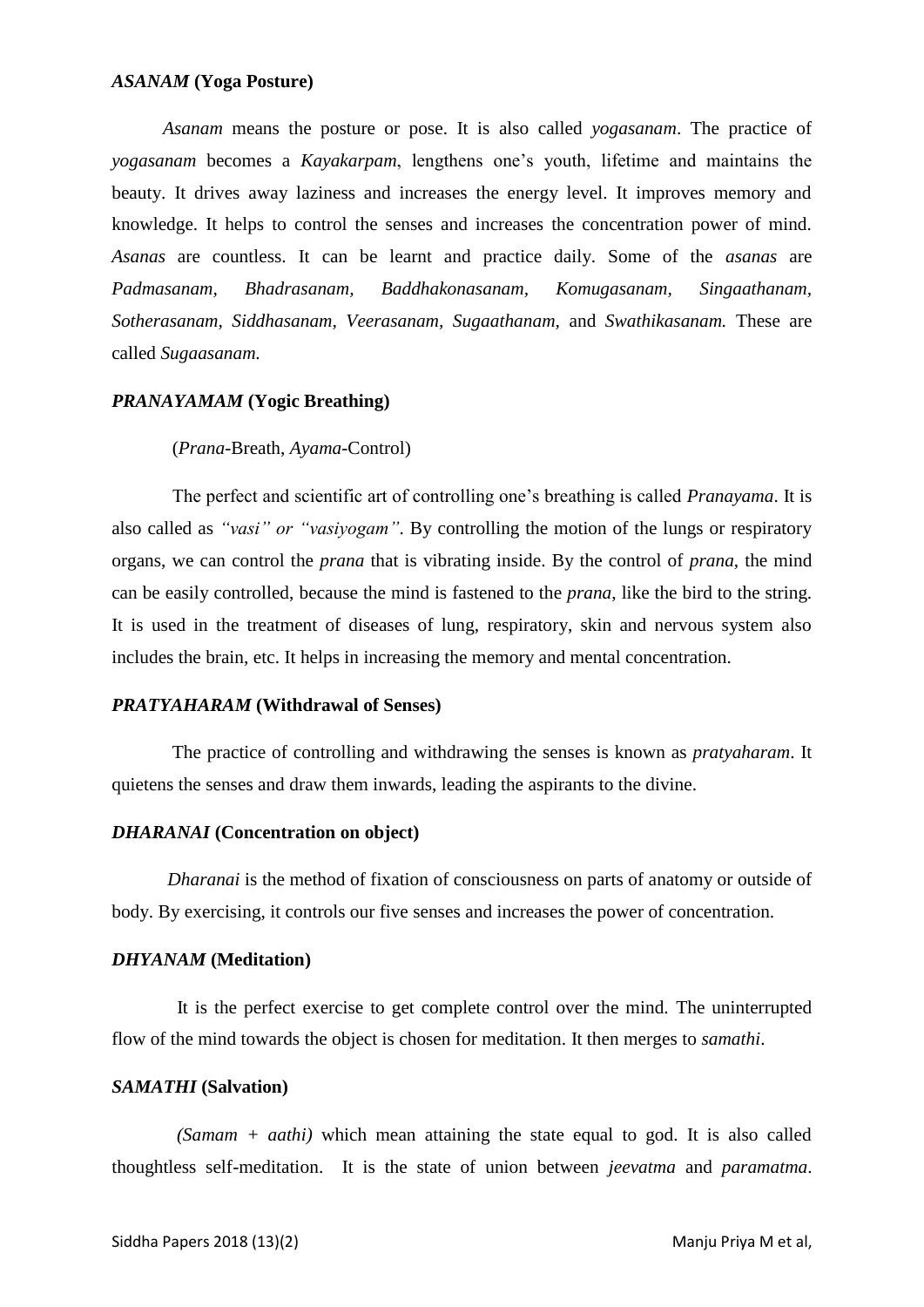### ***ASANAM* (Yoga Posture)**

*Asanam* means the posture or pose. It is also called *yogasanam*. The practice of *yogasanam* becomes a *Kayakarpam*, lengthens one's youth, lifetime and maintains the beauty. It drives away laziness and increases the energy level. It improves memory and knowledge. It helps to control the senses and increases the concentration power of mind. *Asanas* are countless. It can be learnt and practice daily. Some of the *asanas* are *Padmasanam, Bhadrasanam, Baddhakonasanam, Komugasanam, Singaathanam, Sotherasanam, Siddhasanam, Veerasanam, Sugaathanam,* and *Swathikasanam.* These are called *Sugaasanam.*

### ***PRANAYAMAM* (Yogic Breathing)**

(*Prana*-Breath, *Ayama*-Control)

The perfect and scientific art of controlling one's breathing is called *Pranayama*. It is also called as *"vasi" or "vasiyogam"*. By controlling the motion of the lungs or respiratory organs, we can control the *prana* that is vibrating inside. By the control of *prana*, the mind can be easily controlled, because the mind is fastened to the *prana*, like the bird to the string. It is used in the treatment of diseases of lung, respiratory, skin and nervous system also includes the brain, etc. It helps in increasing the memory and mental concentration.

### ***PRATYAHARAM* (Withdrawal of Senses)**

The practice of controlling and withdrawing the senses is known as *pratyaharam*. It quietens the senses and draw them inwards, leading the aspirants to the divine.

### ***DHARANAI* (Concentration on object)**

*Dharanai* is the method of fixation of consciousness on parts of anatomy or outside of body. By exercising, it controls our five senses and increases the power of concentration.

### ***DHYANAM* (Meditation)**

It is the perfect exercise to get complete control over the mind. The uninterrupted flow of the mind towards the object is chosen for meditation. It then merges to *samathi*.

### ***SAMATHI* (Salvation)**

*(Samam + aathi)* which mean attaining the state equal to god. It is also called thoughtless self-meditation. It is the state of union between *jeevatma* and *paramatma*.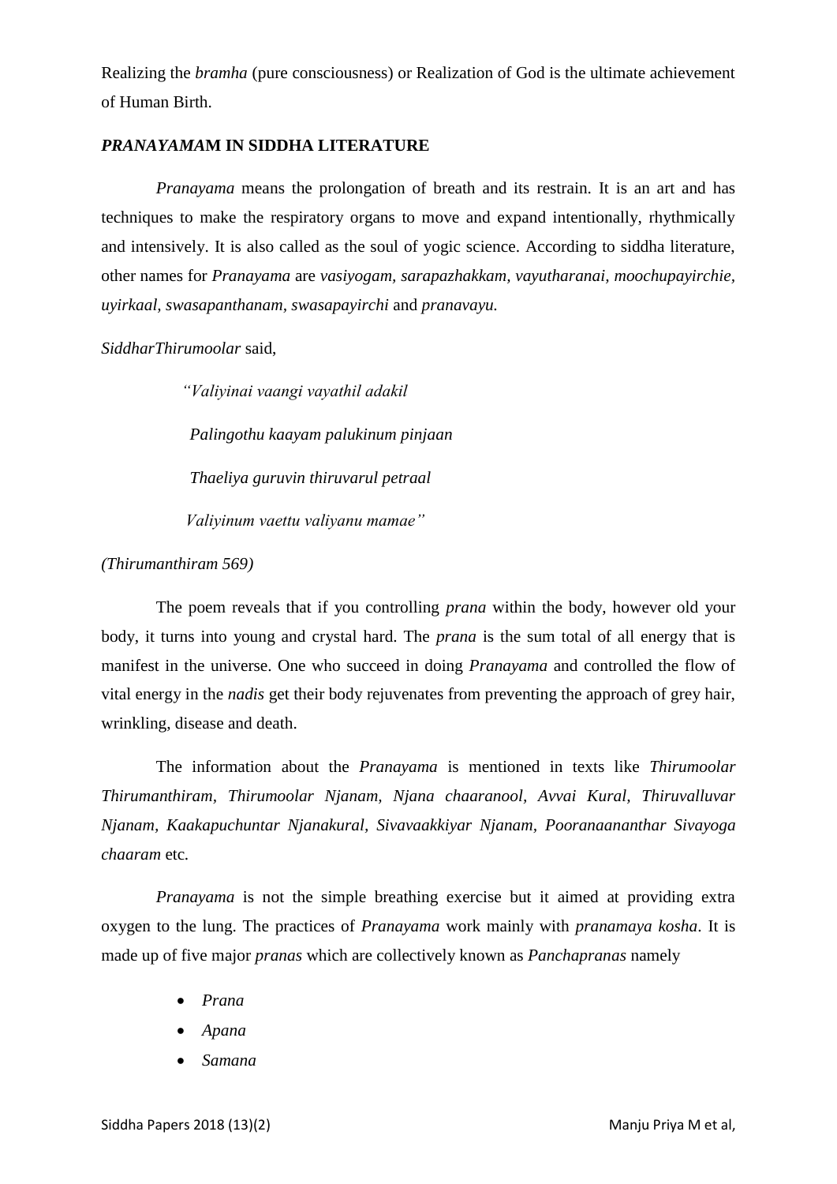Realizing the *bramha* (pure consciousness) or Realization of God is the ultimate achievement of Human Birth.

### *PRANAYAMA*M IN SIDDHA LITERATURE

*Pranayama* means the prolongation of breath and its restrain. It is an art and has techniques to make the respiratory organs to move and expand intentionally, rhythmically and intensively. It is also called as the soul of yogic science. According to siddha literature, other names for *Pranayama* are *vasiyogam, sarapazhakkam, vayutharanai, moochupayirchie, uyirkaal, swasapanthanam, swasapayirchi* and *pranavayu.*

*SiddharThirumoolar* said,

> *"Valiyinai vaangi vayathil adakil*
>
> *Palingothu kaayam palukinum pinjaan*
>
> *Thaeliya guruvin thiruvarul petraal*
>
> *Valiyinum vaettu valiyanu mamae"*

*(Thirumanthiram 569)*

The poem reveals that if you controlling *prana* within the body, however old your body, it turns into young and crystal hard. The *prana* is the sum total of all energy that is manifest in the universe. One who succeed in doing *Pranayama* and controlled the flow of vital energy in the *nadis* get their body rejuvenates from preventing the approach of grey hair, wrinkling, disease and death.

The information about the *Pranayama* is mentioned in texts like *Thirumoolar Thirumanthiram, Thirumoolar Njanam, Njana chaaranool, Avvai Kural, Thiruvalluvar Njanam, Kaakapuchuntar Njanakural, Sivavaakkiyar Njanam, Pooranaananthar Sivayoga chaaram* etc.

*Pranayama* is not the simple breathing exercise but it aimed at providing extra oxygen to the lung. The practices of *Pranayama* work mainly with *pranamaya kosha*. It is made up of five major *pranas* which are collectively known as *Panchapranas* namely

- *Prana*
- *Apana*
- *Samana*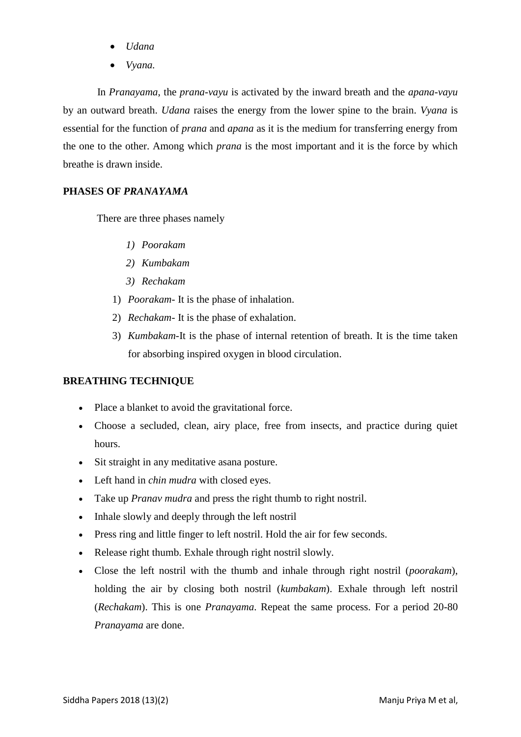- *Udana*
- *Vyana.*

In *Pranayama*, the *prana-vayu* is activated by the inward breath and the *apana-vayu* by an outward breath. *Udana* raises the energy from the lower spine to the brain. *Vyana* is essential for the function of *prana* and *apana* as it is the medium for transferring energy from the one to the other. Among which *prana* is the most important and it is the force by which breathe is drawn inside.

## PHASES OF *PRANAYAMA*

There are three phases namely

1) *Poorakam*
2) *Kumbakam*
3) *Rechakam*

1) *Poorakam*- It is the phase of inhalation.
2) *Rechakam*- It is the phase of exhalation.
3) *Kumbakam*-It is the phase of internal retention of breath. It is the time taken for absorbing inspired oxygen in blood circulation.

## BREATHING TECHNIQUE

- Place a blanket to avoid the gravitational force.
- Choose a secluded, clean, airy place, free from insects, and practice during quiet hours.
- Sit straight in any meditative asana posture.
- Left hand in *chin mudra* with closed eyes.
- Take up *Pranav mudra* and press the right thumb to right nostril.
- Inhale slowly and deeply through the left nostril
- Press ring and little finger to left nostril. Hold the air for few seconds.
- Release right thumb. Exhale through right nostril slowly.
- Close the left nostril with the thumb and inhale through right nostril (*poorakam*), holding the air by closing both nostril (*kumbakam*). Exhale through left nostril (*Rechakam*). This is one *Pranayama*. Repeat the same process. For a period 20-80 *Pranayama* are done.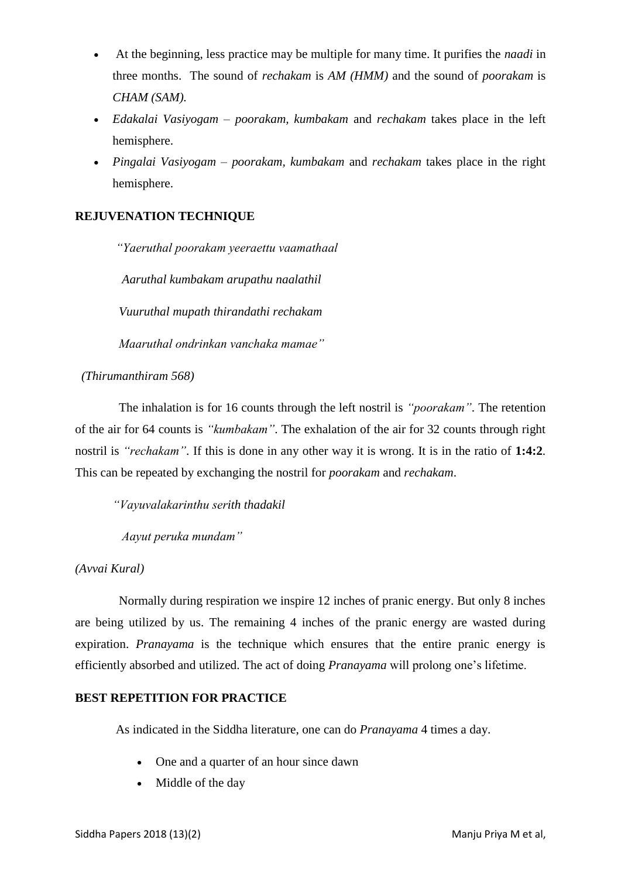- At the beginning, less practice may be multiple for many time. It purifies the *naadi* in three months. The sound of *rechakam* is *AM (HMM)* and the sound of *poorakam* is *CHAM (SAM).*
- *Edakalai Vasiyogam* – *poorakam, kumbakam* and *rechakam* takes place in the left hemisphere.
- *Pingalai Vasiyogam* – *poorakam, kumbakam* and *rechakam* takes place in the right hemisphere.

## REJUVENATION TECHNIQUE

*"Yaeruthal poorakam yeeraettu vaamathaal*

*Aaruthal kumbakam arupathu naalathil*

*Vuuruthal mupath thirandathi rechakam*

*Maaruthal ondrinkan vanchaka mamae"*

*(Thirumanthiram 568)*

The inhalation is for 16 counts through the left nostril is *"poorakam"*. The retention of the air for 64 counts is *"kumbakam"*. The exhalation of the air for 32 counts through right nostril is *"rechakam"*. If this is done in any other way it is wrong. It is in the ratio of **1:4:2**. This can be repeated by exchanging the nostril for *poorakam* and *rechakam*.

*"Vayuvalakarinthu serith thadakil*

*Aayut peruka mundam"*

*(Avvai Kural)*

Normally during respiration we inspire 12 inches of pranic energy. But only 8 inches are being utilized by us. The remaining 4 inches of the pranic energy are wasted during expiration. *Pranayama* is the technique which ensures that the entire pranic energy is efficiently absorbed and utilized. The act of doing *Pranayama* will prolong one's lifetime.

## BEST REPETITION FOR PRACTICE

As indicated in the Siddha literature, one can do *Pranayama* 4 times a day.

- One and a quarter of an hour since dawn
- Middle of the day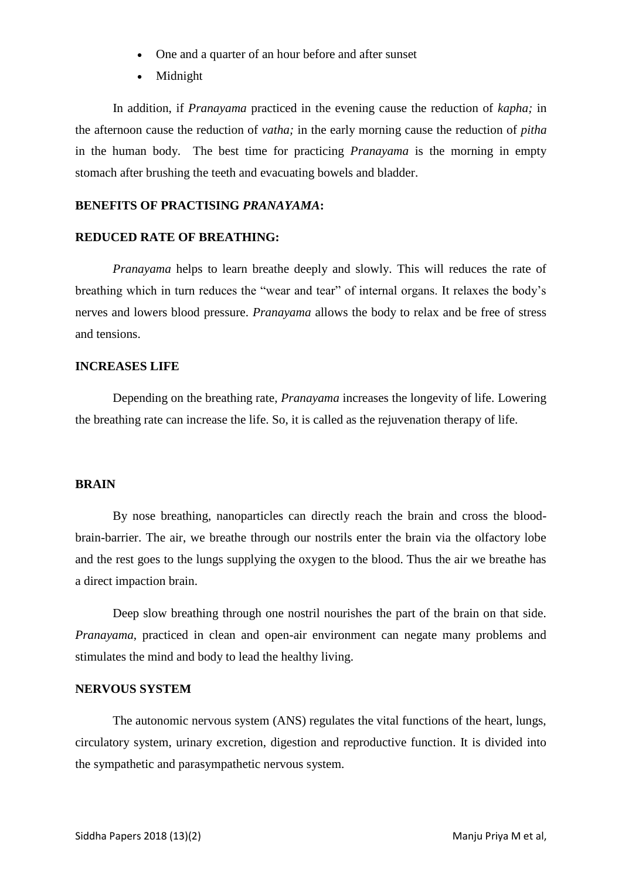- One and a quarter of an hour before and after sunset
- Midnight

In addition, if *Pranayama* practiced in the evening cause the reduction of *kapha;* in the afternoon cause the reduction of *vatha;* in the early morning cause the reduction of *pitha* in the human body. The best time for practicing *Pranayama* is the morning in empty stomach after brushing the teeth and evacuating bowels and bladder.

**BENEFITS OF PRACTISING *PRANAYAMA*:**

**REDUCED RATE OF BREATHING:**

*Pranayama* helps to learn breathe deeply and slowly. This will reduces the rate of breathing which in turn reduces the "wear and tear" of internal organs. It relaxes the body's nerves and lowers blood pressure. *Pranayama* allows the body to relax and be free of stress and tensions.

**INCREASES LIFE**

Depending on the breathing rate, *Pranayama* increases the longevity of life. Lowering the breathing rate can increase the life. So, it is called as the rejuvenation therapy of life.

**BRAIN**

By nose breathing, nanoparticles can directly reach the brain and cross the blood-brain-barrier. The air, we breathe through our nostrils enter the brain via the olfactory lobe and the rest goes to the lungs supplying the oxygen to the blood. Thus the air we breathe has a direct impaction brain.

Deep slow breathing through one nostril nourishes the part of the brain on that side. *Pranayama*, practiced in clean and open-air environment can negate many problems and stimulates the mind and body to lead the healthy living.

**NERVOUS SYSTEM**

The autonomic nervous system (ANS) regulates the vital functions of the heart, lungs, circulatory system, urinary excretion, digestion and reproductive function. It is divided into the sympathetic and parasympathetic nervous system.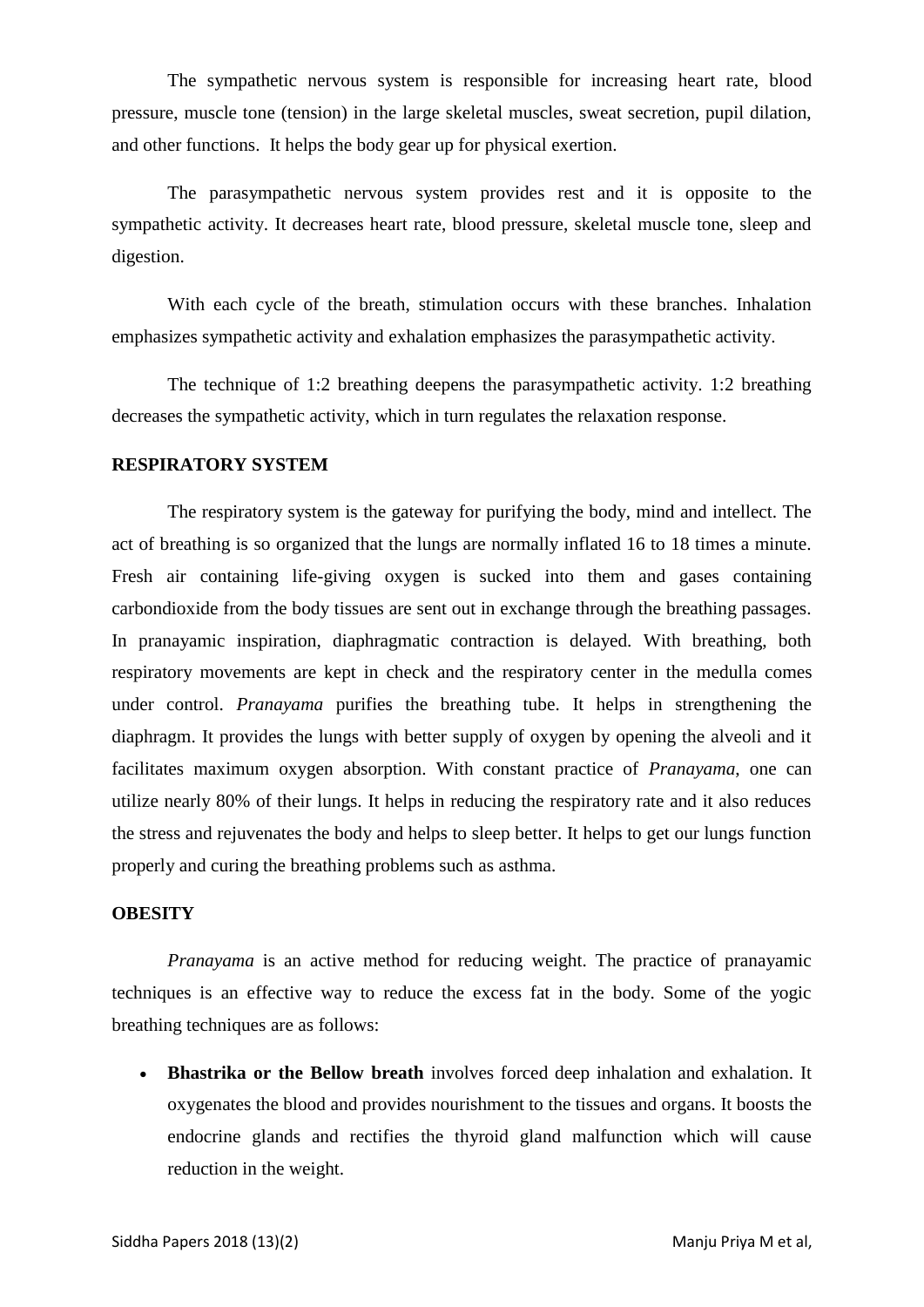The sympathetic nervous system is responsible for increasing heart rate, blood pressure, muscle tone (tension) in the large skeletal muscles, sweat secretion, pupil dilation, and other functions. It helps the body gear up for physical exertion.

The parasympathetic nervous system provides rest and it is opposite to the sympathetic activity. It decreases heart rate, blood pressure, skeletal muscle tone, sleep and digestion.

With each cycle of the breath, stimulation occurs with these branches. Inhalation emphasizes sympathetic activity and exhalation emphasizes the parasympathetic activity.

The technique of 1:2 breathing deepens the parasympathetic activity. 1:2 breathing decreases the sympathetic activity, which in turn regulates the relaxation response.

**RESPIRATORY SYSTEM**

The respiratory system is the gateway for purifying the body, mind and intellect. The act of breathing is so organized that the lungs are normally inflated 16 to 18 times a minute. Fresh air containing life-giving oxygen is sucked into them and gases containing carbondioxide from the body tissues are sent out in exchange through the breathing passages. In pranayamic inspiration, diaphragmatic contraction is delayed. With breathing, both respiratory movements are kept in check and the respiratory center in the medulla comes under control. *Pranayama* purifies the breathing tube. It helps in strengthening the diaphragm. It provides the lungs with better supply of oxygen by opening the alveoli and it facilitates maximum oxygen absorption. With constant practice of *Pranayama*, one can utilize nearly 80% of their lungs. It helps in reducing the respiratory rate and it also reduces the stress and rejuvenates the body and helps to sleep better. It helps to get our lungs function properly and curing the breathing problems such as asthma.

**OBESITY**

*Pranayama* is an active method for reducing weight. The practice of pranayamic techniques is an effective way to reduce the excess fat in the body. Some of the yogic breathing techniques are as follows:

- **Bhastrika or the Bellow breath** involves forced deep inhalation and exhalation. It oxygenates the blood and provides nourishment to the tissues and organs. It boosts the endocrine glands and rectifies the thyroid gland malfunction which will cause reduction in the weight.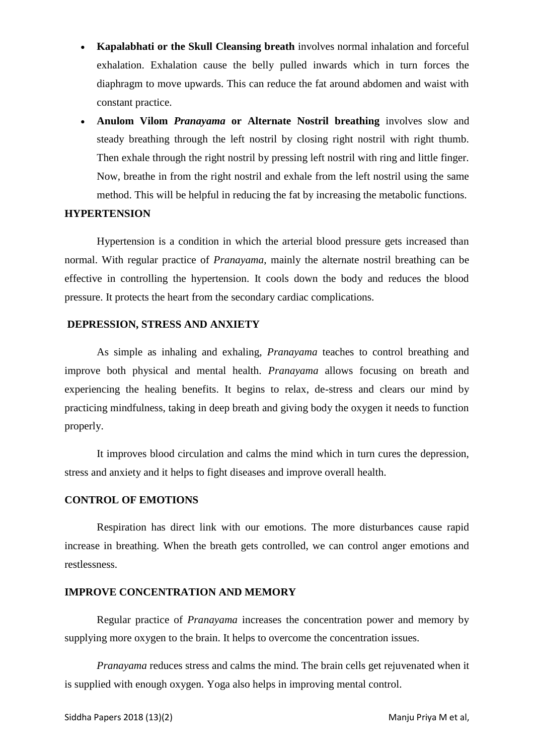- **Kapalabhati or the Skull Cleansing breath** involves normal inhalation and forceful exhalation. Exhalation cause the belly pulled inwards which in turn forces the diaphragm to move upwards. This can reduce the fat around abdomen and waist with constant practice.
- **Anulom Vilom *Pranayama* or Alternate Nostril breathing** involves slow and steady breathing through the left nostril by closing right nostril with right thumb. Then exhale through the right nostril by pressing left nostril with ring and little finger. Now, breathe in from the right nostril and exhale from the left nostril using the same method. This will be helpful in reducing the fat by increasing the metabolic functions.

**HYPERTENSION**

Hypertension is a condition in which the arterial blood pressure gets increased than normal. With regular practice of *Pranayama*, mainly the alternate nostril breathing can be effective in controlling the hypertension. It cools down the body and reduces the blood pressure. It protects the heart from the secondary cardiac complications.

**DEPRESSION, STRESS AND ANXIETY**

As simple as inhaling and exhaling, *Pranayama* teaches to control breathing and improve both physical and mental health. *Pranayama* allows focusing on breath and experiencing the healing benefits. It begins to relax, de-stress and clears our mind by practicing mindfulness, taking in deep breath and giving body the oxygen it needs to function properly.

It improves blood circulation and calms the mind which in turn cures the depression, stress and anxiety and it helps to fight diseases and improve overall health.

**CONTROL OF EMOTIONS**

Respiration has direct link with our emotions. The more disturbances cause rapid increase in breathing. When the breath gets controlled, we can control anger emotions and restlessness.

**IMPROVE CONCENTRATION AND MEMORY**

Regular practice of *Pranayama* increases the concentration power and memory by supplying more oxygen to the brain. It helps to overcome the concentration issues.

*Pranayama* reduces stress and calms the mind. The brain cells get rejuvenated when it is supplied with enough oxygen. Yoga also helps in improving mental control.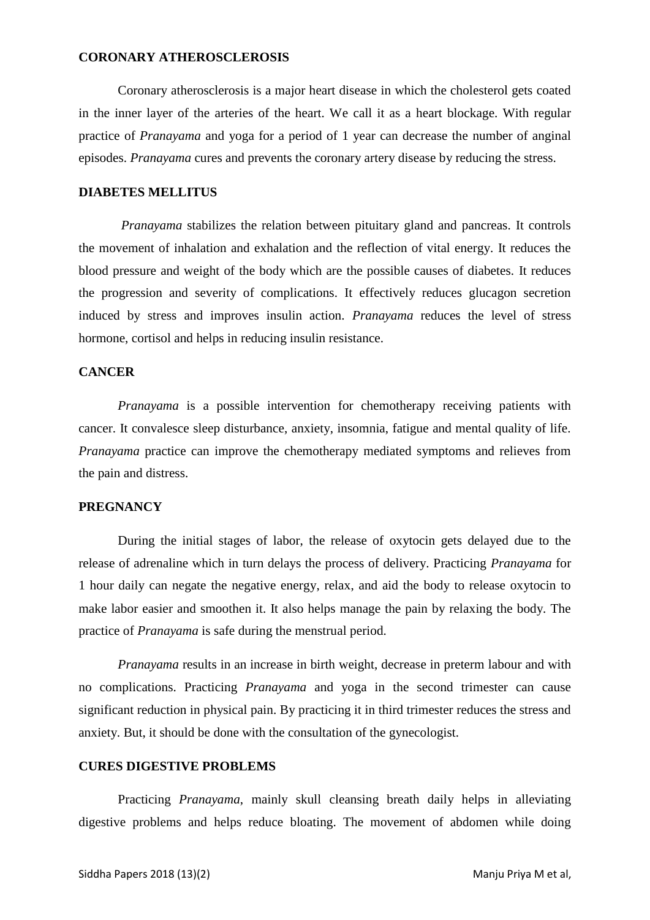**CORONARY ATHEROSCLEROSIS**

Coronary atherosclerosis is a major heart disease in which the cholesterol gets coated in the inner layer of the arteries of the heart. We call it as a heart blockage. With regular practice of *Pranayama* and yoga for a period of 1 year can decrease the number of anginal episodes. *Pranayama* cures and prevents the coronary artery disease by reducing the stress.

**DIABETES MELLITUS**

*Pranayama* stabilizes the relation between pituitary gland and pancreas. It controls the movement of inhalation and exhalation and the reflection of vital energy. It reduces the blood pressure and weight of the body which are the possible causes of diabetes. It reduces the progression and severity of complications. It effectively reduces glucagon secretion induced by stress and improves insulin action. *Pranayama* reduces the level of stress hormone, cortisol and helps in reducing insulin resistance.

**CANCER**

*Pranayama* is a possible intervention for chemotherapy receiving patients with cancer. It convalesce sleep disturbance, anxiety, insomnia, fatigue and mental quality of life. *Pranayama* practice can improve the chemotherapy mediated symptoms and relieves from the pain and distress.

**PREGNANCY**

During the initial stages of labor, the release of oxytocin gets delayed due to the release of adrenaline which in turn delays the process of delivery. Practicing *Pranayama* for 1 hour daily can negate the negative energy, relax, and aid the body to release oxytocin to make labor easier and smoothen it. It also helps manage the pain by relaxing the body. The practice of *Pranayama* is safe during the menstrual period.

*Pranayama* results in an increase in birth weight, decrease in preterm labour and with no complications. Practicing *Pranayama* and yoga in the second trimester can cause significant reduction in physical pain. By practicing it in third trimester reduces the stress and anxiety. But, it should be done with the consultation of the gynecologist.

**CURES DIGESTIVE PROBLEMS**

Practicing *Pranayama*, mainly skull cleansing breath daily helps in alleviating digestive problems and helps reduce bloating. The movement of abdomen while doing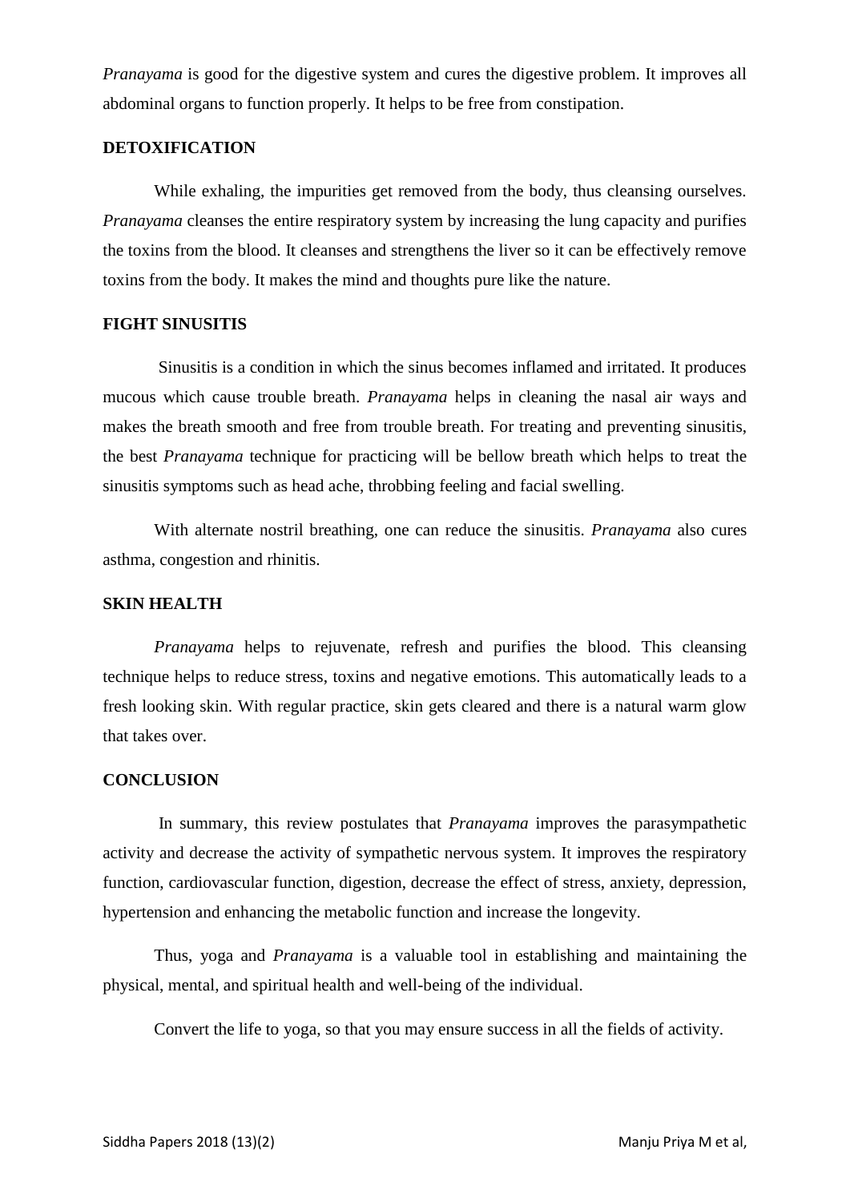*Pranayama* is good for the digestive system and cures the digestive problem. It improves all abdominal organs to function properly. It helps to be free from constipation.

## DETOXIFICATION

While exhaling, the impurities get removed from the body, thus cleansing ourselves. *Pranayama* cleanses the entire respiratory system by increasing the lung capacity and purifies the toxins from the blood. It cleanses and strengthens the liver so it can be effectively remove toxins from the body. It makes the mind and thoughts pure like the nature.

## FIGHT SINUSITIS

Sinusitis is a condition in which the sinus becomes inflamed and irritated. It produces mucous which cause trouble breath. *Pranayama* helps in cleaning the nasal air ways and makes the breath smooth and free from trouble breath. For treating and preventing sinusitis, the best *Pranayama* technique for practicing will be bellow breath which helps to treat the sinusitis symptoms such as head ache, throbbing feeling and facial swelling.

With alternate nostril breathing, one can reduce the sinusitis. *Pranayama* also cures asthma, congestion and rhinitis.

## SKIN HEALTH

*Pranayama* helps to rejuvenate, refresh and purifies the blood. This cleansing technique helps to reduce stress, toxins and negative emotions. This automatically leads to a fresh looking skin. With regular practice, skin gets cleared and there is a natural warm glow that takes over.

## CONCLUSION

In summary, this review postulates that *Pranayama* improves the parasympathetic activity and decrease the activity of sympathetic nervous system. It improves the respiratory function, cardiovascular function, digestion, decrease the effect of stress, anxiety, depression, hypertension and enhancing the metabolic function and increase the longevity.

Thus, yoga and *Pranayama* is a valuable tool in establishing and maintaining the physical, mental, and spiritual health and well-being of the individual.

Convert the life to yoga, so that you may ensure success in all the fields of activity.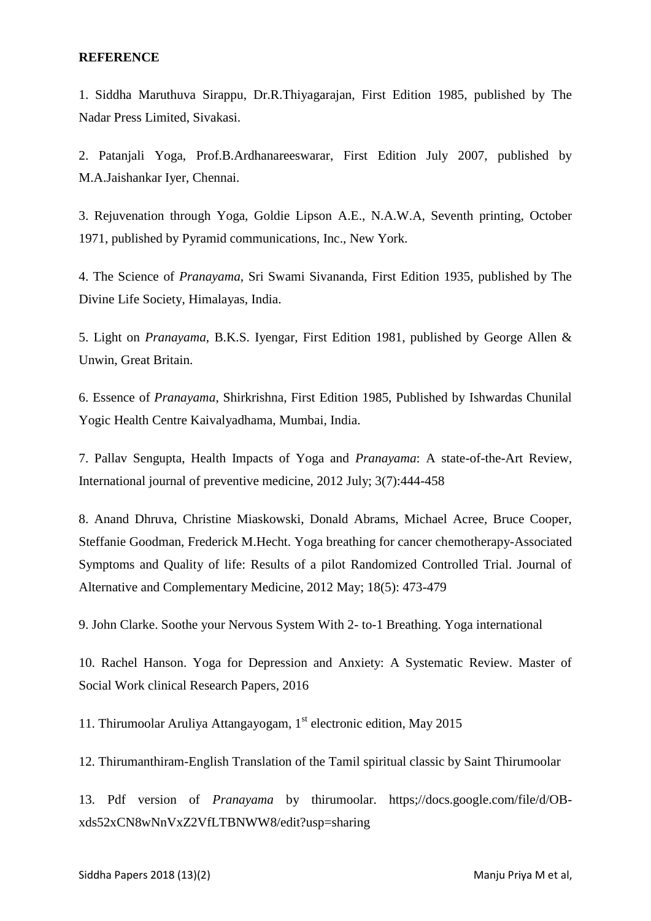**REFERENCE**

1. Siddha Maruthuva Sirappu, Dr.R.Thiyagarajan, First Edition 1985, published by The Nadar Press Limited, Sivakasi.

2. Patanjali Yoga, Prof.B.Ardhanareeswarar, First Edition July 2007, published by M.A.Jaishankar Iyer, Chennai.

3. Rejuvenation through Yoga, Goldie Lipson A.E., N.A.W.A, Seventh printing, October 1971, published by Pyramid communications, Inc., New York.

4. The Science of *Pranayama*, Sri Swami Sivananda, First Edition 1935, published by The Divine Life Society, Himalayas, India.

5. Light on *Pranayama*, B.K.S. Iyengar, First Edition 1981, published by George Allen & Unwin, Great Britain.

6. Essence of *Pranayama*, Shirkrishna, First Edition 1985, Published by Ishwardas Chunilal Yogic Health Centre Kaivalyadhama, Mumbai, India.

7. Pallav Sengupta, Health Impacts of Yoga and *Pranayama*: A state-of-the-Art Review, International journal of preventive medicine, 2012 July; 3(7):444-458

8. Anand Dhruva, Christine Miaskowski, Donald Abrams, Michael Acree, Bruce Cooper, Steffanie Goodman, Frederick M.Hecht. Yoga breathing for cancer chemotherapy-Associated Symptoms and Quality of life: Results of a pilot Randomized Controlled Trial. Journal of Alternative and Complementary Medicine, 2012 May; 18(5): 473-479

9. John Clarke. Soothe your Nervous System With 2- to-1 Breathing. Yoga international

10. Rachel Hanson. Yoga for Depression and Anxiety: A Systematic Review. Master of Social Work clinical Research Papers, 2016

11. Thirumoolar Aruliya Attangayogam, 1st electronic edition, May 2015

12. Thirumanthiram-English Translation of the Tamil spiritual classic by Saint Thirumoolar

13. Pdf version of *Pranayama* by thirumoolar. https;//docs.google.com/file/d/OB-xds52xCN8wNnVxZ2VfLTBNWW8/edit?usp=sharing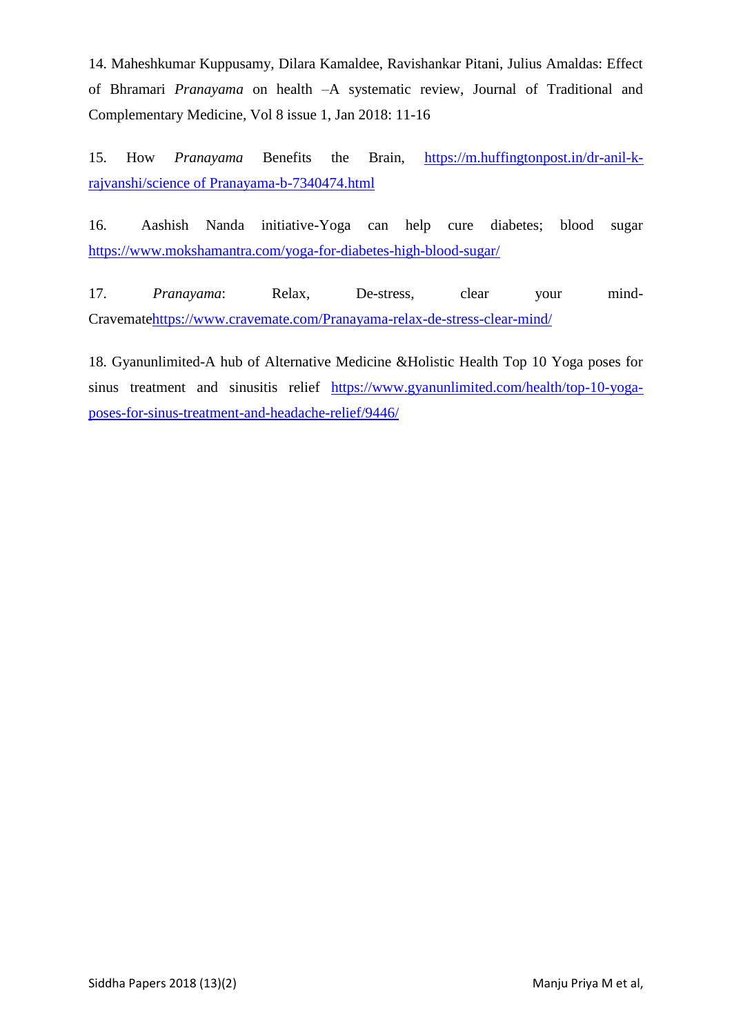14. Maheshkumar Kuppusamy, Dilara Kamaldee, Ravishankar Pitani, Julius Amaldas: Effect of Bhramari *Pranayama* on health –A systematic review, Journal of Traditional and Complementary Medicine, Vol 8 issue 1, Jan 2018: 11-16

15. How *Pranayama* Benefits the Brain, https://m.huffingtonpost.in/dr-anil-k-rajvanshi/science of Pranayama-b-7340474.html

16. Aashish Nanda initiative-Yoga can help cure diabetes; blood sugar https://www.mokshamantra.com/yoga-for-diabetes-high-blood-sugar/

17. *Pranayama*: Relax, De-stress, clear your mind-Cravematehttps://www.cravemate.com/Pranayama-relax-de-stress-clear-mind/

18. Gyanunlimited-A hub of Alternative Medicine &Holistic Health Top 10 Yoga poses for sinus treatment and sinusitis relief https://www.gyanunlimited.com/health/top-10-yoga-poses-for-sinus-treatment-and-headache-relief/9446/